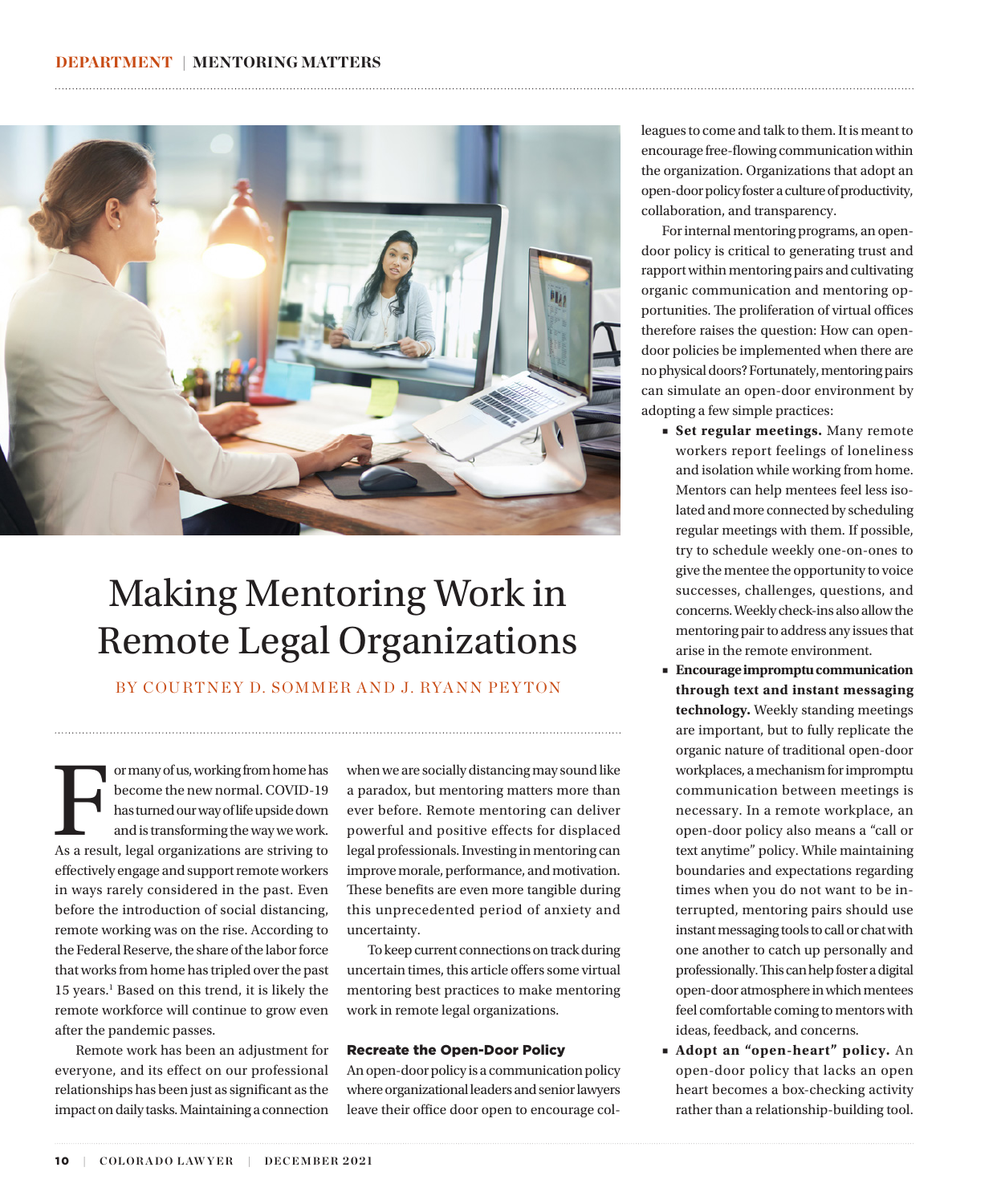# Making Mentoring Work in Remote Legal Organizations

BY COURTNEY D. SOMMER AND J. RYANN PEYTON

For many of us, working from home has become the new normal. COVID-19 has turned our way of life upside down and is transforming the way we work. As a result, legal organizations are striving to effectively engage and support remote workers in ways rarely considered in the past. Even before the introduction of social distancing, remote working was on the rise. According to the Federal Reserve, the share of the labor force that works from home has tripled over the past 15 years.[1] Based on this trend, it is likely the remote workforce will continue to grow even after the pandemic passes.

Remote work has been an adjustment for everyone, and its effect on our professional relationships has been just as significant as the impact on daily tasks. Maintaining a connection when we are socially distancing may sound like a paradox, but mentoring matters more than ever before. Remote mentoring can deliver powerful and positive effects for displaced legal professionals. Investing in mentoring can improve morale, performance, and motivation. These benefits are even more tangible during this unprecedented period of anxiety and uncertainty.

To keep current connections on track during uncertain times, this article offers some virtual mentoring best practices to make mentoring work in remote legal organizations.

## Recreate the Open-Door Policy

An open-door policy is a communication policy where organizational leaders and senior lawyers leave their office door open to encourage colleagues to come and talk to them. It is meant to encourage free-flowing communication within the organization. Organizations that adopt an open-door policy foster a culture of productivity, collaboration, and transparency.

For internal mentoring programs, an open-door policy is critical to generating trust and rapport within mentoring pairs and cultivating organic communication and mentoring opportunities. The proliferation of virtual offices therefore raises the question: How can open-door policies be implemented when there are no physical doors? Fortunately, mentoring pairs can simulate an open-door environment by adopting a few simple practices:

- **Set regular meetings.** Many remote workers report feelings of loneliness and isolation while working from home. Mentors can help mentees feel less isolated and more connected by scheduling regular meetings with them. If possible, try to schedule weekly one-on-ones to give the mentee the opportunity to voice successes, challenges, questions, and concerns. Weekly check-ins also allow the mentoring pair to address any issues that arise in the remote environment.
- **Encourage impromptu communication through text and instant messaging technology.** Weekly standing meetings are important, but to fully replicate the organic nature of traditional open-door workplaces, a mechanism for impromptu communication between meetings is necessary. In a remote workplace, an open-door policy also means a "call or text anytime" policy. While maintaining boundaries and expectations regarding times when you do not want to be interrupted, mentoring pairs should use instant messaging tools to call or chat with one another to catch up personally and professionally. This can help foster a digital open-door atmosphere in which mentees feel comfortable coming to mentors with ideas, feedback, and concerns.
- **Adopt an "open-heart" policy.** An open-door policy that lacks an open heart becomes a box-checking activity rather than a relationship-building tool.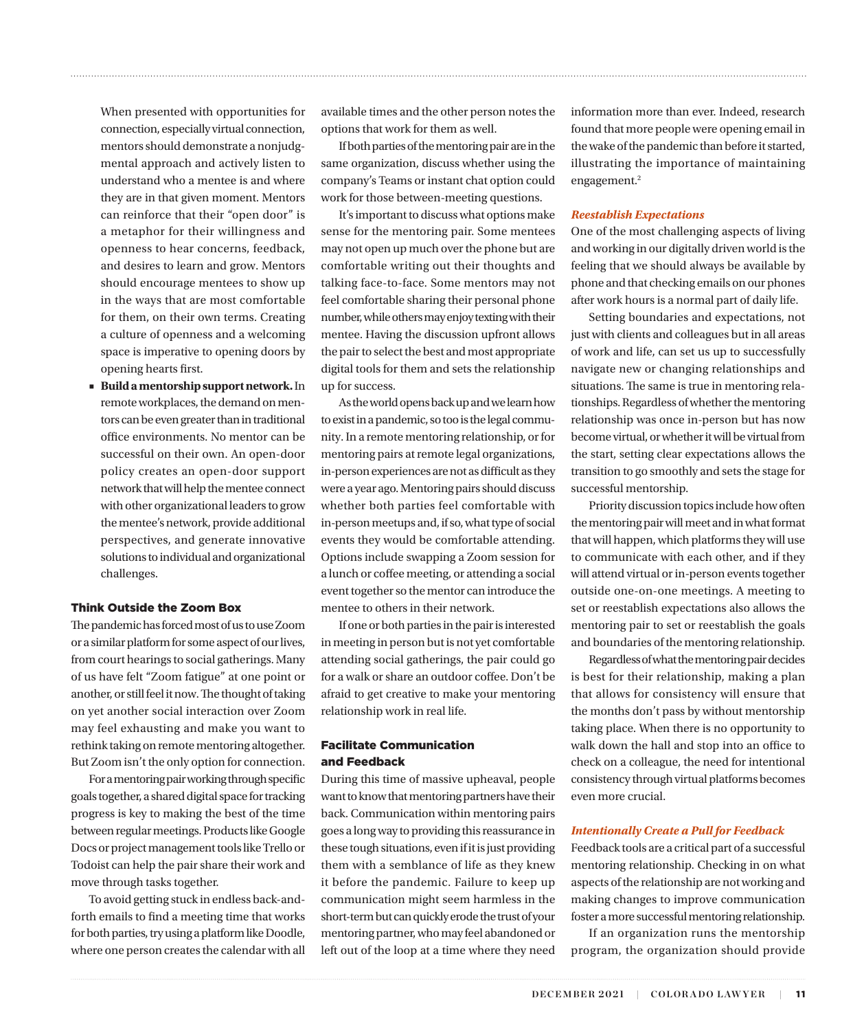When presented with opportunities for connection, especially virtual connection, mentors should demonstrate a nonjudgmental approach and actively listen to understand who a mentee is and where they are in that given moment. Mentors can reinforce that their "open door" is a metaphor for their willingness and openness to hear concerns, feedback, and desires to learn and grow. Mentors should encourage mentees to show up in the ways that are most comfortable for them, on their own terms. Creating a culture of openness and a welcoming space is imperative to opening doors by opening hearts first.

- **Build a mentorship support network.** In remote workplaces, the demand on mentors can be even greater than in traditional office environments. No mentor can be successful on their own. An open-door policy creates an open-door support network that will help the mentee connect with other organizational leaders to grow the mentee's network, provide additional perspectives, and generate innovative solutions to individual and organizational challenges.

## Think Outside the Zoom Box

The pandemic has forced most of us to use Zoom or a similar platform for some aspect of our lives, from court hearings to social gatherings. Many of us have felt "Zoom fatigue" at one point or another, or still feel it now. The thought of taking on yet another social interaction over Zoom may feel exhausting and make you want to rethink taking on remote mentoring altogether. But Zoom isn't the only option for connection.

For a mentoring pair working through specific goals together, a shared digital space for tracking progress is key to making the best of the time between regular meetings. Products like Google Docs or project management tools like Trello or Todoist can help the pair share their work and move through tasks together.

To avoid getting stuck in endless back-and-forth emails to find a meeting time that works for both parties, try using a platform like Doodle, where one person creates the calendar with all available times and the other person notes the options that work for them as well.

If both parties of the mentoring pair are in the same organization, discuss whether using the company's Teams or instant chat option could work for those between-meeting questions.

It's important to discuss what options make sense for the mentoring pair. Some mentees may not open up much over the phone but are comfortable writing out their thoughts and talking face-to-face. Some mentors may not feel comfortable sharing their personal phone number, while others may enjoy texting with their mentee. Having the discussion upfront allows the pair to select the best and most appropriate digital tools for them and sets the relationship up for success.

As the world opens back up and we learn how to exist in a pandemic, so too is the legal community. In a remote mentoring relationship, or for mentoring pairs at remote legal organizations, in-person experiences are not as difficult as they were a year ago. Mentoring pairs should discuss whether both parties feel comfortable with in-person meetups and, if so, what type of social events they would be comfortable attending. Options include swapping a Zoom session for a lunch or coffee meeting, or attending a social event together so the mentor can introduce the mentee to others in their network.

If one or both parties in the pair is interested in meeting in person but is not yet comfortable attending social gatherings, the pair could go for a walk or share an outdoor coffee. Don't be afraid to get creative to make your mentoring relationship work in real life.

## Facilitate Communication and Feedback

During this time of massive upheaval, people want to know that mentoring partners have their back. Communication within mentoring pairs goes a long way to providing this reassurance in these tough situations, even if it is just providing them with a semblance of life as they knew it before the pandemic. Failure to keep up communication might seem harmless in the short-term but can quickly erode the trust of your mentoring partner, who may feel abandoned or left out of the loop at a time where they need information more than ever. Indeed, research found that more people were opening email in the wake of the pandemic than before it started, illustrating the importance of maintaining engagement.[2]

### *Reestablish Expectations*

One of the most challenging aspects of living and working in our digitally driven world is the feeling that we should always be available by phone and that checking emails on our phones after work hours is a normal part of daily life.

Setting boundaries and expectations, not just with clients and colleagues but in all areas of work and life, can set us up to successfully navigate new or changing relationships and situations. The same is true in mentoring relationships. Regardless of whether the mentoring relationship was once in-person but has now become virtual, or whether it will be virtual from the start, setting clear expectations allows the transition to go smoothly and sets the stage for successful mentorship.

Priority discussion topics include how often the mentoring pair will meet and in what format that will happen, which platforms they will use to communicate with each other, and if they will attend virtual or in-person events together outside one-on-one meetings. A meeting to set or reestablish expectations also allows the mentoring pair to set or reestablish the goals and boundaries of the mentoring relationship.

Regardless of what the mentoring pair decides is best for their relationship, making a plan that allows for consistency will ensure that the months don't pass by without mentorship taking place. When there is no opportunity to walk down the hall and stop into an office to check on a colleague, the need for intentional consistency through virtual platforms becomes even more crucial.

### *Intentionally Create a Pull for Feedback*

Feedback tools are a critical part of a successful mentoring relationship. Checking in on what aspects of the relationship are not working and making changes to improve communication foster a more successful mentoring relationship.

If an organization runs the mentorship program, the organization should provide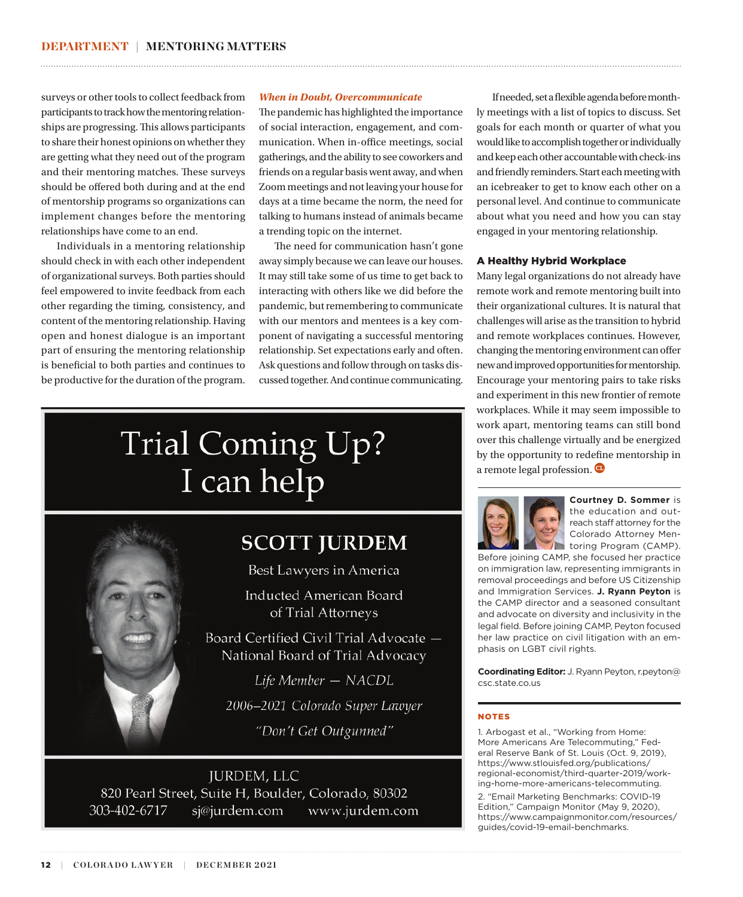surveys or other tools to collect feedback from participants to track how the mentoring relationships are progressing. This allows participants to share their honest opinions on whether they are getting what they need out of the program and their mentoring matches. These surveys should be offered both during and at the end of mentorship programs so organizations can implement changes before the mentoring relationships have come to an end.

Individuals in a mentoring relationship should check in with each other independent of organizational surveys. Both parties should feel empowered to invite feedback from each other regarding the timing, consistency, and content of the mentoring relationship. Having open and honest dialogue is an important part of ensuring the mentoring relationship is beneficial to both parties and continues to be productive for the duration of the program.

### *When in Doubt, Overcommunicate*

The pandemic has highlighted the importance of social interaction, engagement, and communication. When in-office meetings, social gatherings, and the ability to see coworkers and friends on a regular basis went away, and when Zoom meetings and not leaving your house for days at a time became the norm, the need for talking to humans instead of animals became a trending topic on the internet.

The need for communication hasn't gone away simply because we can leave our houses. It may still take some of us time to get back to interacting with others like we did before the pandemic, but remembering to communicate with our mentors and mentees is a key component of navigating a successful mentoring relationship. Set expectations early and often. Ask questions and follow through on tasks discussed together. And continue communicating.

If needed, set a flexible agenda before monthly meetings with a list of topics to discuss. Set goals for each month or quarter of what you would like to accomplish together or individually and keep each other accountable with check-ins and friendly reminders. Start each meeting with an icebreaker to get to know each other on a personal level. And continue to communicate about what you need and how you can stay engaged in your mentoring relationship.

## A Healthy Hybrid Workplace

Many legal organizations do not already have remote work and remote mentoring built into their organizational cultures. It is natural that challenges will arise as the transition to hybrid and remote workplaces continues. However, changing the mentoring environment can offer new and improved opportunities for mentorship. Encourage your mentoring pairs to take risks and experiment in this new frontier of remote workplaces. While it may seem impossible to work apart, mentoring teams can still bond over this challenge virtually and be energized by the opportunity to redefine mentorship in a remote legal profession.

---

**Courtney D. Sommer** is the education and outreach staff attorney for the Colorado Attorney Mentoring Program (CAMP). Before joining CAMP, she focused her practice on immigration law, representing immigrants in removal proceedings and before US Citizenship and Immigration Services. **J. Ryann Peyton** is the CAMP director and a seasoned consultant and advocate on diversity and inclusivity in the legal field. Before joining CAMP, Peyton focused her law practice on civil litigation with an emphasis on LGBT civil rights.

**Coordinating Editor:** J. Ryann Peyton, r.peyton@csc.state.co.us

---

Trial Coming Up?
I can help

SCOTT JURDEM

Best Lawyers in America

Inducted American Board of Trial Attorneys

Board Certified Civil Trial Advocate — National Board of Trial Advocacy

*Life Member — NACDL*

*2006–2021 Colorado Super Lawyer*

*"Don't Get Outgunned"*

JURDEM, LLC
820 Pearl Street, Suite H, Boulder, Colorado, 80302
303-402-6717 sj@jurdem.com www.jurdem.com

---

## NOTES

1. Arbogast et al., "Working from Home: More Americans Are Telecommuting," Federal Reserve Bank of St. Louis (Oct. 9, 2019), https://www.stlouisfed.org/publications/regional-economist/third-quarter-2019/working-home-more-americans-telecommuting.

2. "Email Marketing Benchmarks: COVID-19 Edition," Campaign Monitor (May 9, 2020), https://www.campaignmonitor.com/resources/guides/covid-19-email-benchmarks.